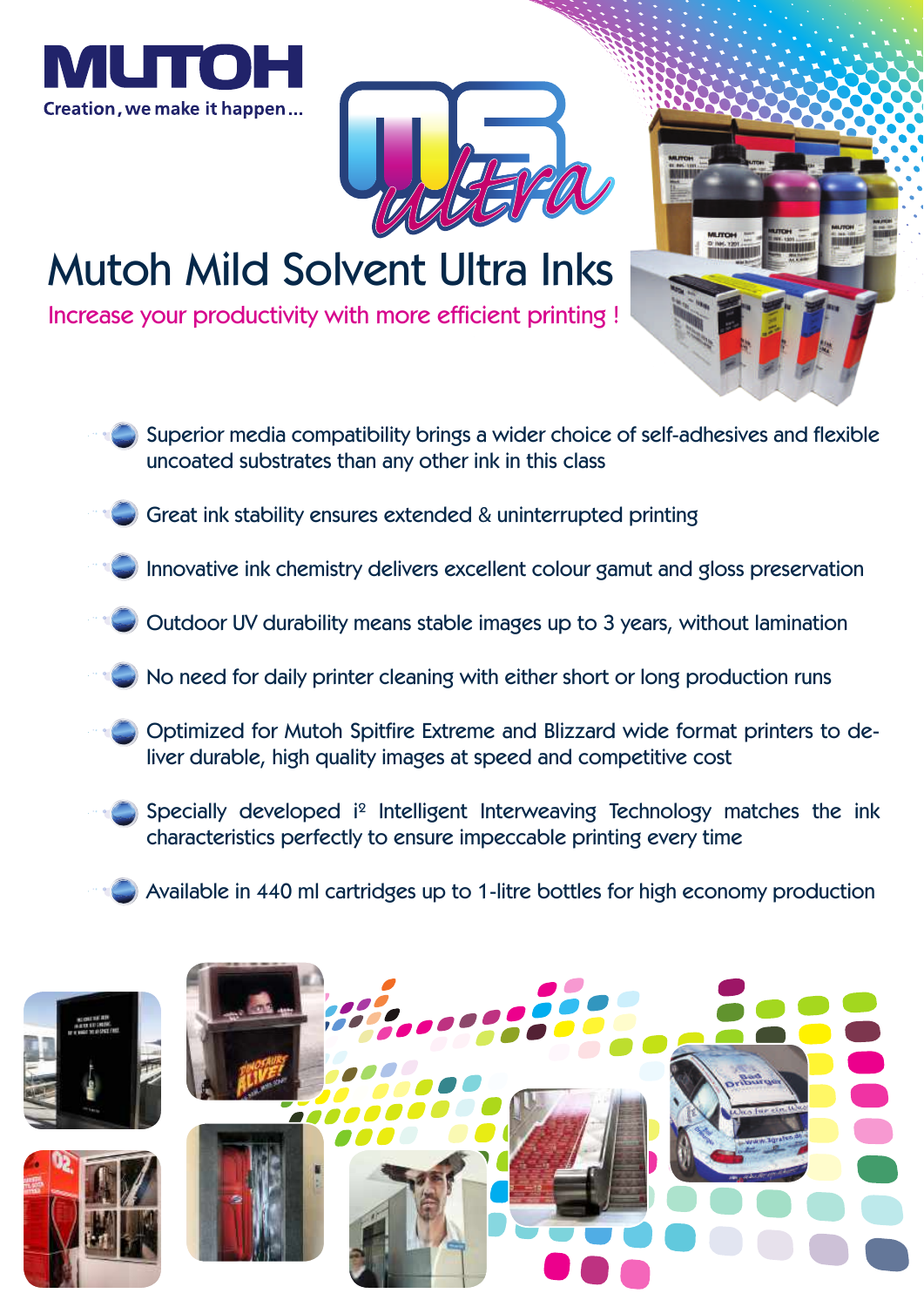MUTOH

Creation, we make it happen...

MS ultra

# Mutoh Mild Solvent Ultra Inks

## Increase your productivity with more efficient printing !

- Superior media compatibility brings a wider choice of self-adhesives and flexible uncoated substrates than any other ink in this class
- Great ink stability ensures extended & uninterrupted printing
- Innovative ink chemistry delivers excellent colour gamut and gloss preservation
- Outdoor UV durability means stable images up to 3 years, without lamination
- No need for daily printer cleaning with either short or long production runs
- Optimized for Mutoh Spitfire Extreme and Blizzard wide format printers to deliver durable, high quality images at speed and competitive cost
- Specially developed i² Intelligent Interweaving Technology matches the ink characteristics perfectly to ensure impeccable printing every time
- Available in 440 ml cartridges up to 1-litre bottles for high economy production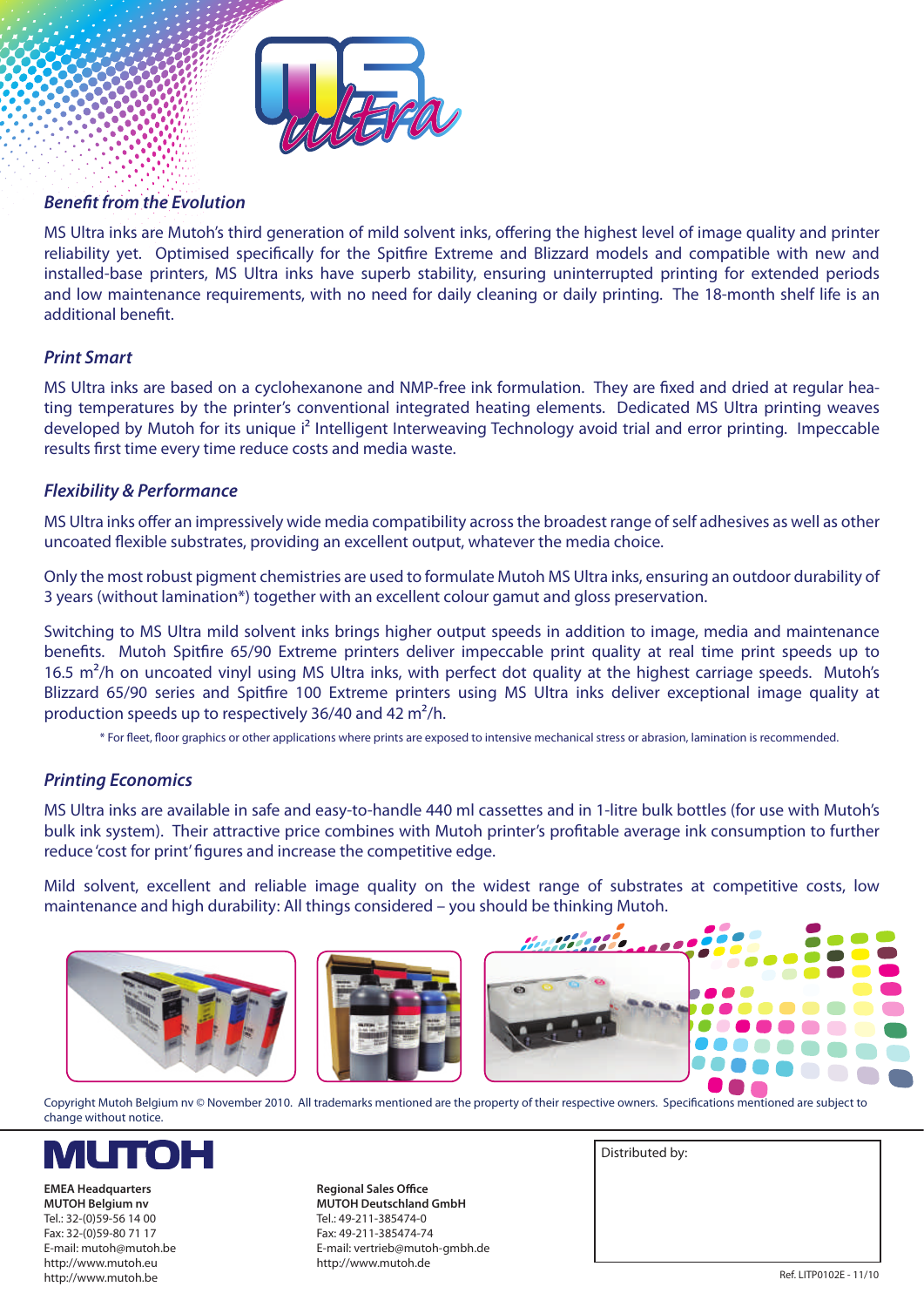## Benefit from the Evolution

MS Ultra inks are Mutoh's third generation of mild solvent inks, offering the highest level of image quality and printer reliability yet. Optimised specifically for the Spitfire Extreme and Blizzard models and compatible with new and installed-base printers, MS Ultra inks have superb stability, ensuring uninterrupted printing for extended periods and low maintenance requirements, with no need for daily cleaning or daily printing. The 18-month shelf life is an additional benefit.

## Print Smart

MS Ultra inks are based on a cyclohexanone and NMP-free ink formulation. They are fixed and dried at regular heating temperatures by the printer's conventional integrated heating elements. Dedicated MS Ultra printing weaves developed by Mutoh for its unique i² Intelligent Interweaving Technology avoid trial and error printing. Impeccable results first time every time reduce costs and media waste.

## Flexibility & Performance

MS Ultra inks offer an impressively wide media compatibility across the broadest range of self adhesives as well as other uncoated flexible substrates, providing an excellent output, whatever the media choice.

Only the most robust pigment chemistries are used to formulate Mutoh MS Ultra inks, ensuring an outdoor durability of 3 years (without lamination*) together with an excellent colour gamut and gloss preservation.

Switching to MS Ultra mild solvent inks brings higher output speeds in addition to image, media and maintenance benefits. Mutoh Spitfire 65/90 Extreme printers deliver impeccable print quality at real time print speeds up to 16.5 m²/h on uncoated vinyl using MS Ultra inks, with perfect dot quality at the highest carriage speeds. Mutoh's Blizzard 65/90 series and Spitfire 100 Extreme printers using MS Ultra inks deliver exceptional image quality at production speeds up to respectively 36/40 and 42 m²/h.

* For fleet, floor graphics or other applications where prints are exposed to intensive mechanical stress or abrasion, lamination is recommended.

## Printing Economics

MS Ultra inks are available in safe and easy-to-handle 440 ml cassettes and in 1-litre bulk bottles (for use with Mutoh's bulk ink system). Their attractive price combines with Mutoh printer's profitable average ink consumption to further reduce 'cost for print' figures and increase the competitive edge.

Mild solvent, excellent and reliable image quality on the widest range of substrates at competitive costs, low maintenance and high durability: All things considered – you should be thinking Mutoh.

Copyright Mutoh Belgium nv © November 2010. All trademarks mentioned are the property of their respective owners. Specifications mentioned are subject to change without notice.

MUTOH

**EMEA Headquarters**
**MUTOH Belgium nv**
Tel.: 32-(0)59-56 14 00
Fax: 32-(0)59-80 71 17
E-mail: mutoh@mutoh.be
http://www.mutoh.eu
http://www.mutoh.be

**Regional Sales Office**
**MUTOH Deutschland GmbH**
Tel.: 49-211-385474-0
Fax: 49-211-385474-74
E-mail: vertrieb@mutoh-gmbh.de
http://www.mutoh.de

Distributed by:

Ref. LITP0102E - 11/10